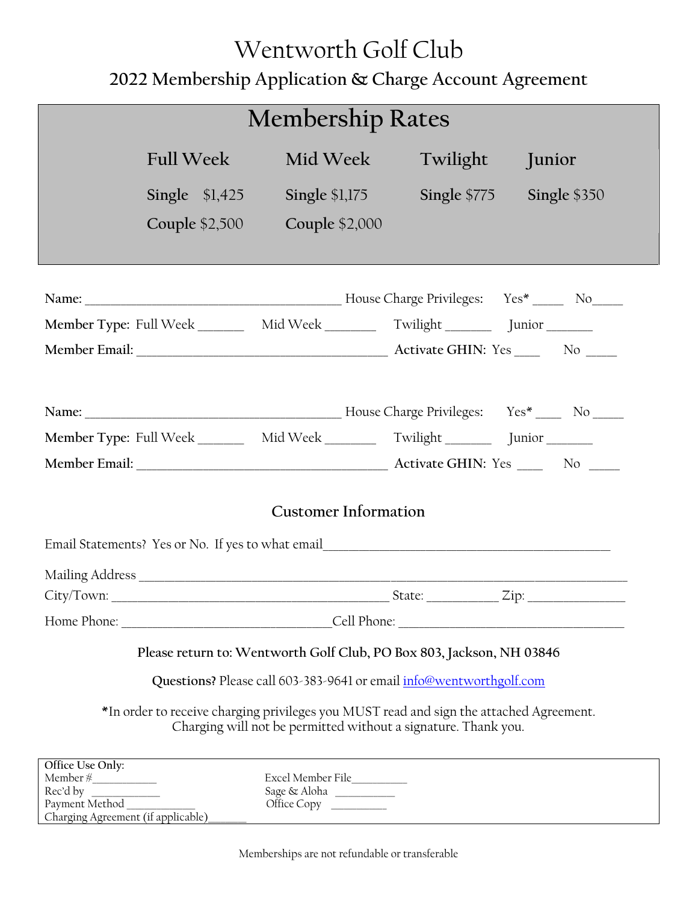# Wentworth Golf Club

## 2022 Membership Application & Charge Account Agreement

## Membership Rates

| Full Week | Mid Week | Twilight | Junior |
|---|---|---|---|
| **Single** $1,425 | **Single** $1,175 | **Single** $775 | **Single** $350 |
| **Couple** $2,500 | **Couple** $2,000 | | |

**Name:** ________________________________________ House Charge Privileges: Yes* _____ No_____

**Member Type:** Full Week _______ Mid Week _______ Twilight _______ Junior _______

**Member Email:** ________________________________________ **Activate GHIN:** Yes ____ No _____

**Name:** ________________________________________ House Charge Privileges: Yes* ____ No _____

**Member Type:** Full Week _______ Mid Week _______ Twilight _______ Junior _______

**Member Email:** ________________________________________ **Activate GHIN:** Yes ____ No _____

### Customer Information

Email Statements? Yes or No. If yes to what email_____________________________________________

Mailing Address ______________________________________________________________________________

City/Town: ____________________________________________ State: ___________ Zip: _______________

Home Phone: _________________________________ Cell Phone: ___________________________________

**Please return to: Wentworth Golf Club, PO Box 803, Jackson, NH 03846**

**Questions?** Please call 603-383-9641 or email info@wentworthgolf.com

**\***In order to receive charging privileges you MUST read and sign the attached Agreement. Charging will not be permitted without a signature. Thank you.

Office Use Only:
Member #___________
Rec'd by ___________
Payment Method ___________
Charging Agreement (if applicable)_______
Excel Member File__________
Sage & Aloha __________
Office Copy __________

Memberships are not refundable or transferable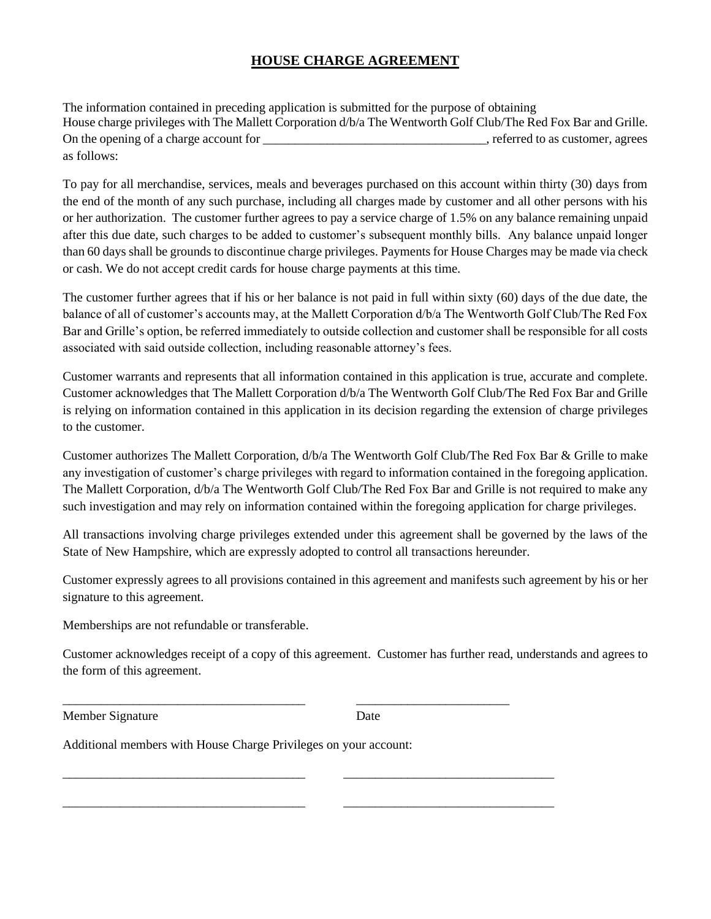# HOUSE CHARGE AGREEMENT

The information contained in preceding application is submitted for the purpose of obtaining House charge privileges with The Mallett Corporation d/b/a The Wentworth Golf Club/The Red Fox Bar and Grille. On the opening of a charge account for ___________________________________, referred to as customer, agrees as follows:

To pay for all merchandise, services, meals and beverages purchased on this account within thirty (30) days from the end of the month of any such purchase, including all charges made by customer and all other persons with his or her authorization. The customer further agrees to pay a service charge of 1.5% on any balance remaining unpaid after this due date, such charges to be added to customer's subsequent monthly bills. Any balance unpaid longer than 60 days shall be grounds to discontinue charge privileges. Payments for House Charges may be made via check or cash. We do not accept credit cards for house charge payments at this time.

The customer further agrees that if his or her balance is not paid in full within sixty (60) days of the due date, the balance of all of customer's accounts may, at the Mallett Corporation d/b/a The Wentworth Golf Club/The Red Fox Bar and Grille's option, be referred immediately to outside collection and customer shall be responsible for all costs associated with said outside collection, including reasonable attorney's fees.

Customer warrants and represents that all information contained in this application is true, accurate and complete. Customer acknowledges that The Mallett Corporation d/b/a The Wentworth Golf Club/The Red Fox Bar and Grille is relying on information contained in this application in its decision regarding the extension of charge privileges to the customer.

Customer authorizes The Mallett Corporation, d/b/a The Wentworth Golf Club/The Red Fox Bar & Grille to make any investigation of customer's charge privileges with regard to information contained in the foregoing application. The Mallett Corporation, d/b/a The Wentworth Golf Club/The Red Fox Bar and Grille is not required to make any such investigation and may rely on information contained within the foregoing application for charge privileges.

All transactions involving charge privileges extended under this agreement shall be governed by the laws of the State of New Hampshire, which are expressly adopted to control all transactions hereunder.

Customer expressly agrees to all provisions contained in this agreement and manifests such agreement by his or her signature to this agreement.

Memberships are not refundable or transferable.

Customer acknowledges receipt of a copy of this agreement. Customer has further read, understands and agrees to the form of this agreement.

______________________________________ ________________________

Member Signature Date

Additional members with House Charge Privileges on your account:

______________________________________ _________________________________

______________________________________ _________________________________